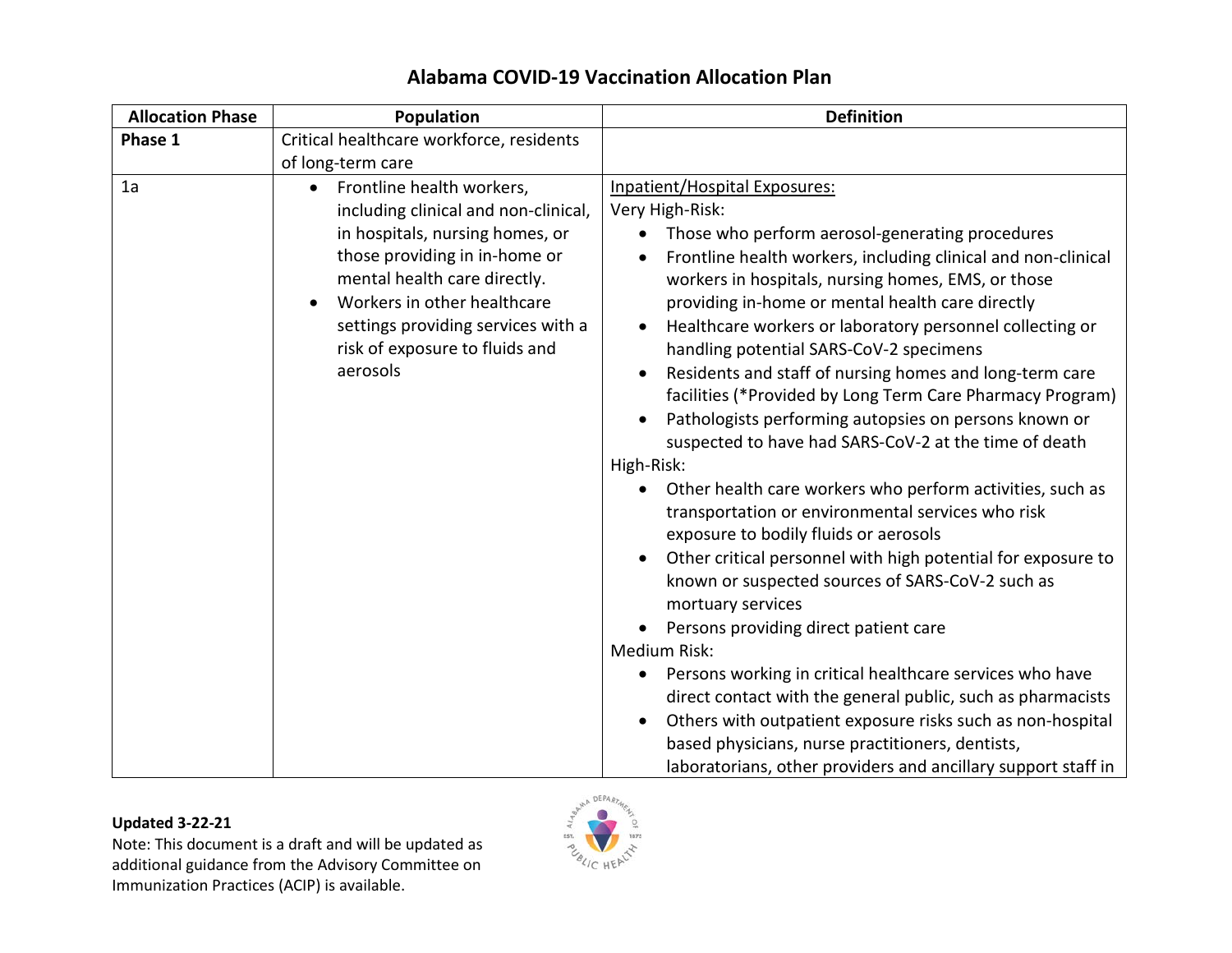# Alabama COVID-19 Vaccination Allocation Plan

| Allocation Phase | Population | Definition |
|---|---|---|
| **Phase 1** | Critical healthcare workforce, residents of long-term care | |
| 1a | • Frontline health workers, including clinical and non-clinical, in hospitals, nursing homes, or those providing in in-home or mental health care directly.<br>• Workers in other healthcare settings providing services with a risk of exposure to fluids and aerosols | <u>Inpatient/Hospital Exposures:</u><br>Very High-Risk:<br>• Those who perform aerosol-generating procedures<br>• Frontline health workers, including clinical and non-clinical workers in hospitals, nursing homes, EMS, or those providing in-home or mental health care directly<br>• Healthcare workers or laboratory personnel collecting or handling potential SARS-CoV-2 specimens<br>• Residents and staff of nursing homes and long-term care facilities (*Provided by Long Term Care Pharmacy Program)<br>• Pathologists performing autopsies on persons known or suspected to have had SARS-CoV-2 at the time of death<br>High-Risk:<br>• Other health care workers who perform activities, such as transportation or environmental services who risk exposure to bodily fluids or aerosols<br>• Other critical personnel with high potential for exposure to known or suspected sources of SARS-CoV-2 such as mortuary services<br>• Persons providing direct patient care<br>Medium Risk:<br>• Persons working in critical healthcare services who have direct contact with the general public, such as pharmacists<br>• Others with outpatient exposure risks such as non-hospital based physicians, nurse practitioners, dentists, laboratorians, other providers and ancillary support staff in |

**Updated 3-22-21**

Note: This document is a draft and will be updated as additional guidance from the Advisory Committee on Immunization Practices (ACIP) is available.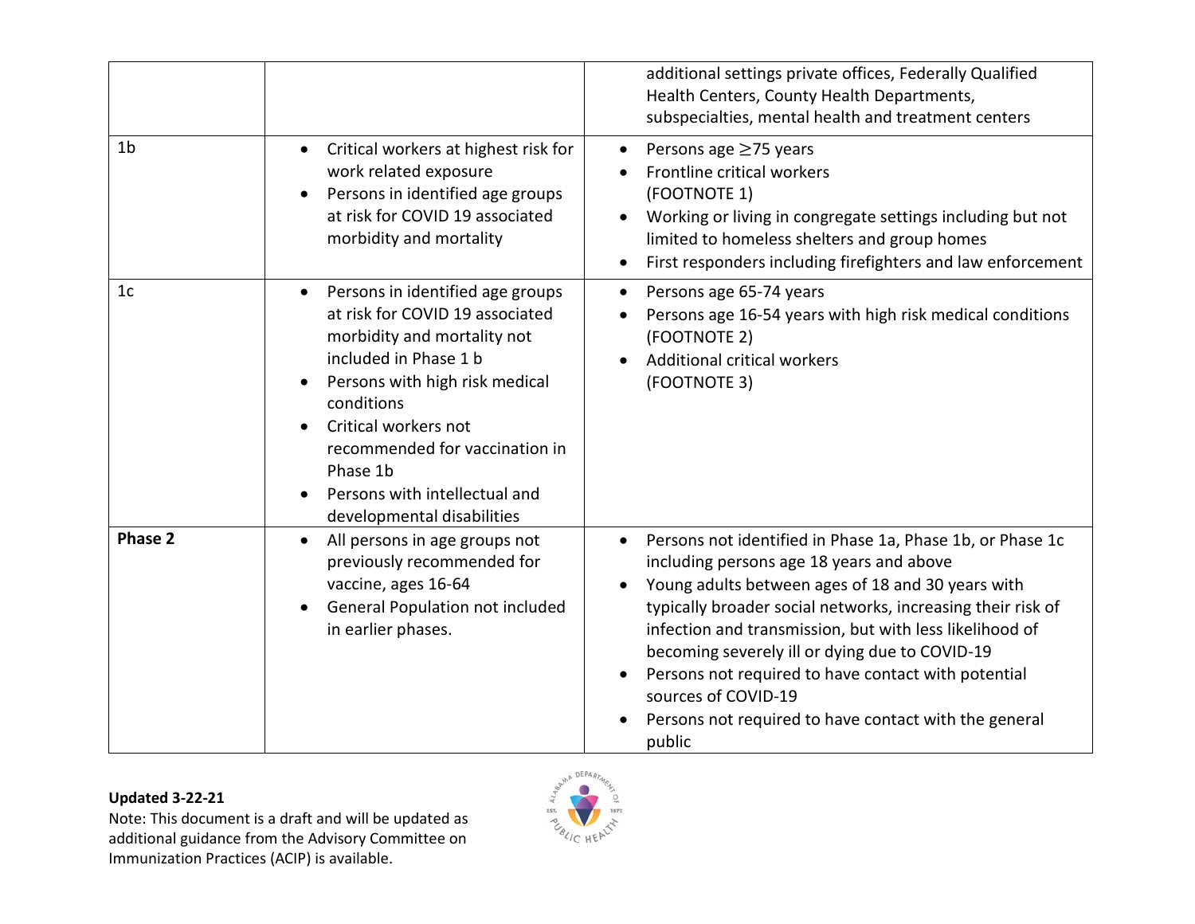| | | |
|---|---|---|
| | | additional settings private offices, Federally Qualified Health Centers, County Health Departments, subspecialties, mental health and treatment centers |
| 1b | • Critical workers at highest risk for work related exposure<br>• Persons in identified age groups at risk for COVID 19 associated morbidity and mortality | • Persons age ≥75 years<br>• Frontline critical workers (FOOTNOTE 1)<br>• Working or living in congregate settings including but not limited to homeless shelters and group homes<br>• First responders including firefighters and law enforcement |
| 1c | • Persons in identified age groups at risk for COVID 19 associated morbidity and mortality not included in Phase 1 b<br>• Persons with high risk medical conditions<br>• Critical workers not recommended for vaccination in Phase 1b<br>• Persons with intellectual and developmental disabilities | • Persons age 65-74 years<br>• Persons age 16-54 years with high risk medical conditions (FOOTNOTE 2)<br>• Additional critical workers (FOOTNOTE 3) |
| **Phase 2** | • All persons in age groups not previously recommended for vaccine, ages 16-64<br>• General Population not included in earlier phases. | • Persons not identified in Phase 1a, Phase 1b, or Phase 1c including persons age 18 years and above<br>• Young adults between ages of 18 and 30 years with typically broader social networks, increasing their risk of infection and transmission, but with less likelihood of becoming severely ill or dying due to COVID-19<br>• Persons not required to have contact with potential sources of COVID-19<br>• Persons not required to have contact with the general public |

**Updated 3-22-21**

Note: This document is a draft and will be updated as additional guidance from the Advisory Committee on Immunization Practices (ACIP) is available.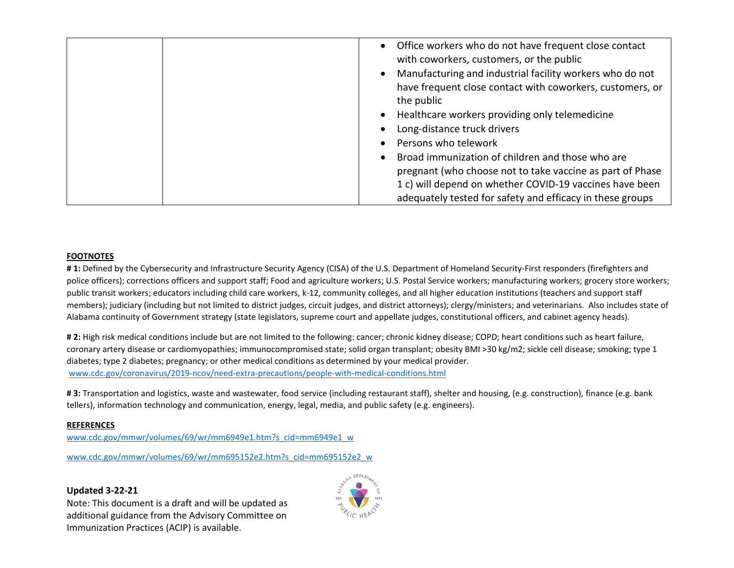| | | |
|---|---|---|
| | | <ul><li>Office workers who do not have frequent close contact with coworkers, customers, or the public</li><li>Manufacturing and industrial facility workers who do not have frequent close contact with coworkers, customers, or the public</li><li>Healthcare workers providing only telemedicine</li><li>Long-distance truck drivers</li><li>Persons who telework</li><li>Broad immunization of children and those who are pregnant (who choose not to take vaccine as part of Phase 1 c) will depend on whether COVID-19 vaccines have been adequately tested for safety and efficacy in these groups</li></ul> |

**FOOTNOTES**

**# 1:** Defined by the Cybersecurity and Infrastructure Security Agency (CISA) of the U.S. Department of Homeland Security-First responders (firefighters and police officers); corrections officers and support staff; Food and agriculture workers; U.S. Postal Service workers; manufacturing workers; grocery store workers; public transit workers; educators including child care workers, k-12, community colleges, and all higher education institutions (teachers and support staff members); judiciary (including but not limited to district judges, circuit judges, and district attorneys); clergy/ministers; and veterinarians. Also includes state of Alabama continuity of Government strategy (state legislators, supreme court and appellate judges, constitutional officers, and cabinet agency heads).

**# 2:** High risk medical conditions include but are not limited to the following: cancer; chronic kidney disease; COPD; heart conditions such as heart failure, coronary artery disease or cardiomyopathies; immunocompromised state; solid organ transplant; obesity BMI >30 kg/m2; sickle cell disease; smoking; type 1 diabetes; type 2 diabetes; pregnancy; or other medical conditions as determined by your medical provider.
www.cdc.gov/coronavirus/2019-ncov/need-extra-precautions/people-with-medical-conditions.html

**# 3:** Transportation and logistics, waste and wastewater, food service (including restaurant staff), shelter and housing, (e.g. construction), finance (e.g. bank tellers), information technology and communication, energy, legal, media, and public safety (e.g. engineers).

**REFERENCES**

www.cdc.gov/mmwr/volumes/69/wr/mm6949e1.htm?s_cid=mm6949e1_w

www.cdc.gov/mmwr/volumes/69/wr/mm695152e2.htm?s_cid=mm695152e2_w

**Updated 3-22-21**

Note: This document is a draft and will be updated as additional guidance from the Advisory Committee on Immunization Practices (ACIP) is available.